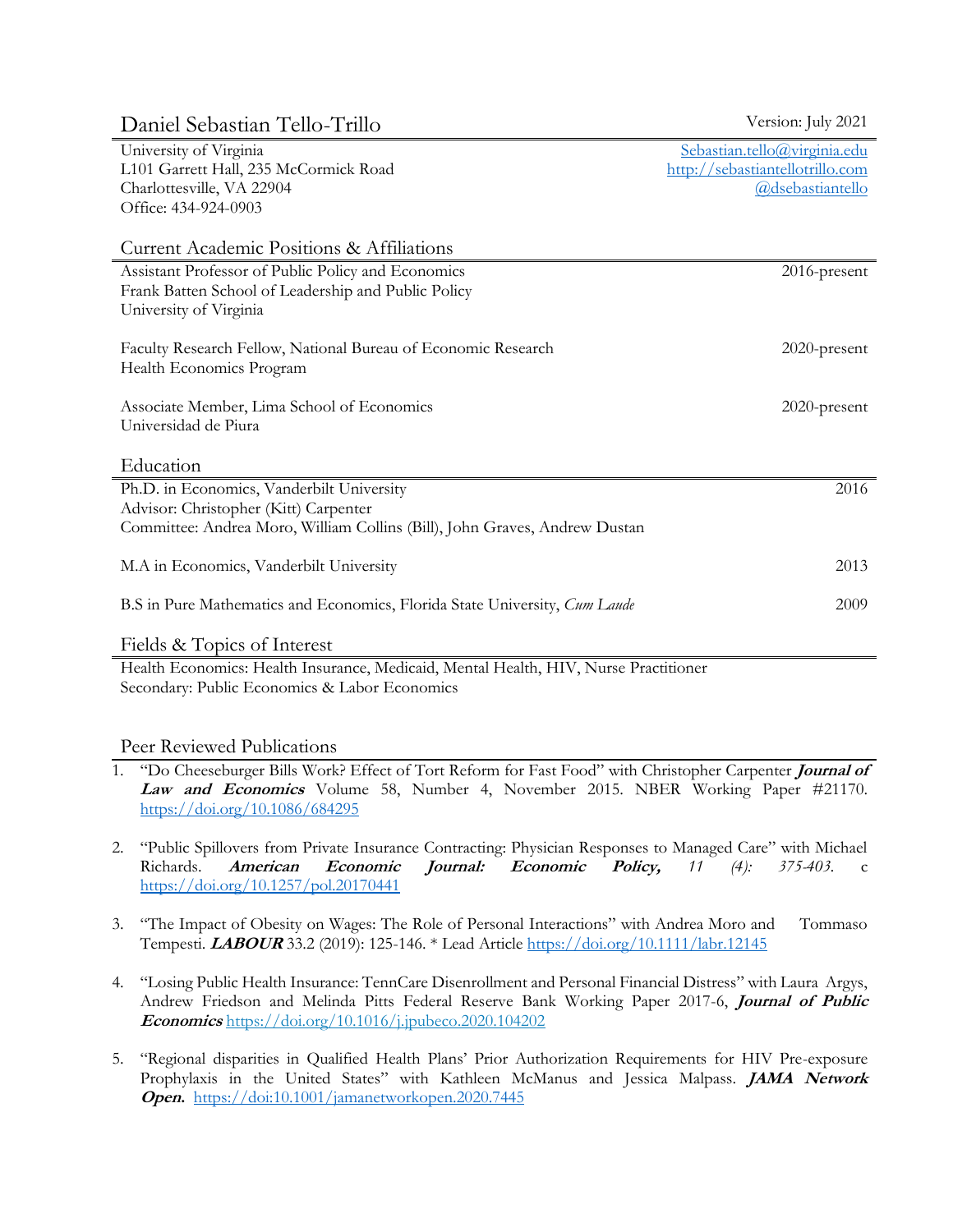# Daniel Sebastian Tello-Trillo

Version: July 2021

University of Virginia
L101 Garrett Hall, 235 McCormick Road
Charlottesville, VA 22904
Office: 434-924-0903

Sebastian.tello@virginia.edu
http://sebastiantellotrillo.com
@dsebastiantello

## Current Academic Positions & Affiliations

Assistant Professor of Public Policy and Economics — 2016-present
Frank Batten School of Leadership and Public Policy
University of Virginia

Faculty Research Fellow, National Bureau of Economic Research — 2020-present
Health Economics Program

Associate Member, Lima School of Economics — 2020-present
Universidad de Piura

## Education

Ph.D. in Economics, Vanderbilt University — 2016
Advisor: Christopher (Kitt) Carpenter
Committee: Andrea Moro, William Collins (Bill), John Graves, Andrew Dustan

M.A in Economics, Vanderbilt University — 2013

B.S in Pure Mathematics and Economics, Florida State University, *Cum Laude* — 2009

## Fields & Topics of Interest

Health Economics: Health Insurance, Medicaid, Mental Health, HIV, Nurse Practitioner
Secondary: Public Economics & Labor Economics

## Peer Reviewed Publications

1. "Do Cheeseburger Bills Work? Effect of Tort Reform for Fast Food" with Christopher Carpenter ***Journal of Law and Economics*** Volume 58, Number 4, November 2015. NBER Working Paper #21170. https://doi.org/10.1086/684295

2. "Public Spillovers from Private Insurance Contracting: Physician Responses to Managed Care" with Michael Richards. ***American Economic Journal: Economic Policy,*** *11 (4): 375-403.* c https://doi.org/10.1257/pol.20170441

3. "The Impact of Obesity on Wages: The Role of Personal Interactions" with Andrea Moro and Tommaso Tempesti. ***LABOUR*** 33.2 (2019): 125-146. * Lead Article https://doi.org/10.1111/labr.12145

4. "Losing Public Health Insurance: TennCare Disenrollment and Personal Financial Distress" with Laura Argys, Andrew Friedson and Melinda Pitts Federal Reserve Bank Working Paper 2017-6, ***Journal of Public Economics*** https://doi.org/10.1016/j.jpubeco.2020.104202

5. "Regional disparities in Qualified Health Plans' Prior Authorization Requirements for HIV Pre-exposure Prophylaxis in the United States" with Kathleen McManus and Jessica Malpass. ***JAMA Network Open.*** https://doi:10.1001/jamanetworkopen.2020.7445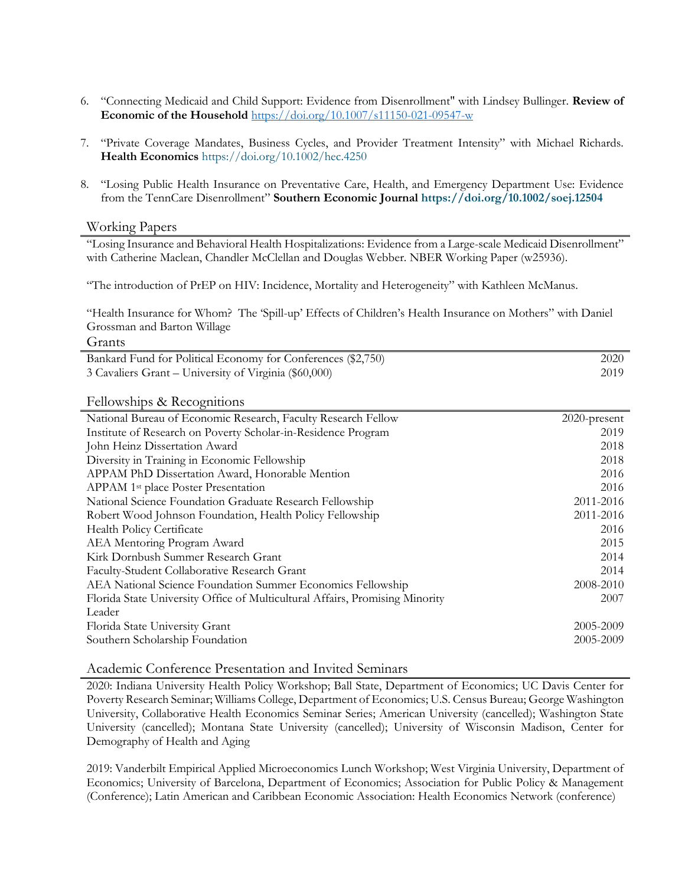6. "Connecting Medicaid and Child Support: Evidence from Disenrollment" with Lindsey Bullinger. **Review of Economic of the Household** https://doi.org/10.1007/s11150-021-09547-w

7. "Private Coverage Mandates, Business Cycles, and Provider Treatment Intensity" with Michael Richards. **Health Economics** https://doi.org/10.1002/hec.4250

8. "Losing Public Health Insurance on Preventative Care, Health, and Emergency Department Use: Evidence from the TennCare Disenrollment" **Southern Economic Journal https://doi.org/10.1002/soej.12504**

## Working Papers

"Losing Insurance and Behavioral Health Hospitalizations: Evidence from a Large-scale Medicaid Disenrollment" with Catherine Maclean, Chandler McClellan and Douglas Webber. NBER Working Paper (w25936).

"The introduction of PrEP on HIV: Incidence, Mortality and Heterogeneity" with Kathleen McManus.

"Health Insurance for Whom? The 'Spill-up' Effects of Children's Health Insurance on Mothers" with Daniel Grossman and Barton Willage

## Grants

| | |
|---|---|
| Bankard Fund for Political Economy for Conferences ($2,750) | 2020 |
| 3 Cavaliers Grant – University of Virginia ($60,000) | 2019 |

## Fellowships & Recognitions

| | |
|---|---|
| National Bureau of Economic Research, Faculty Research Fellow | 2020-present |
| Institute of Research on Poverty Scholar-in-Residence Program | 2019 |
| John Heinz Dissertation Award | 2018 |
| Diversity in Training in Economic Fellowship | 2018 |
| APPAM PhD Dissertation Award, Honorable Mention | 2016 |
| APPAM 1st place Poster Presentation | 2016 |
| National Science Foundation Graduate Research Fellowship | 2011-2016 |
| Robert Wood Johnson Foundation, Health Policy Fellowship | 2011-2016 |
| Health Policy Certificate | 2016 |
| AEA Mentoring Program Award | 2015 |
| Kirk Dornbush Summer Research Grant | 2014 |
| Faculty-Student Collaborative Research Grant | 2014 |
| AEA National Science Foundation Summer Economics Fellowship | 2008-2010 |
| Florida State University Office of Multicultural Affairs, Promising Minority Leader | 2007 |
| Florida State University Grant | 2005-2009 |
| Southern Scholarship Foundation | 2005-2009 |

## Academic Conference Presentation and Invited Seminars

2020: Indiana University Health Policy Workshop; Ball State, Department of Economics; UC Davis Center for Poverty Research Seminar; Williams College, Department of Economics; U.S. Census Bureau; George Washington University, Collaborative Health Economics Seminar Series; American University (cancelled); Washington State University (cancelled); Montana State University (cancelled); University of Wisconsin Madison, Center for Demography of Health and Aging

2019: Vanderbilt Empirical Applied Microeconomics Lunch Workshop; West Virginia University, Department of Economics; University of Barcelona, Department of Economics; Association for Public Policy & Management (Conference); Latin American and Caribbean Economic Association: Health Economics Network (conference)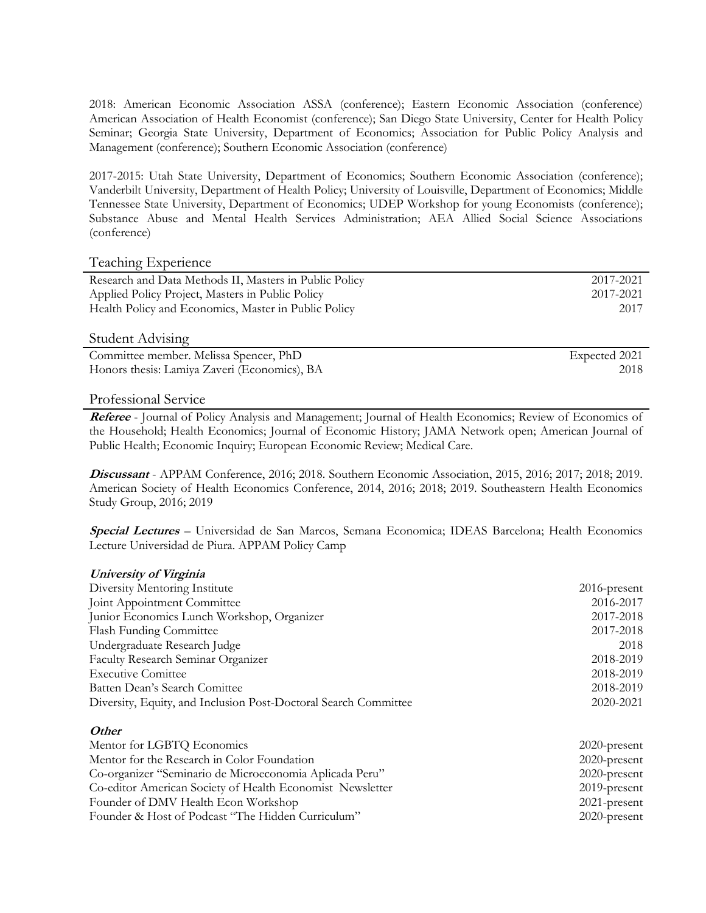2018: American Economic Association ASSA (conference); Eastern Economic Association (conference) American Association of Health Economist (conference); San Diego State University, Center for Health Policy Seminar; Georgia State University, Department of Economics; Association for Public Policy Analysis and Management (conference); Southern Economic Association (conference)

2017-2015: Utah State University, Department of Economics; Southern Economic Association (conference); Vanderbilt University, Department of Health Policy; University of Louisville, Department of Economics; Middle Tennessee State University, Department of Economics; UDEP Workshop for young Economists (conference); Substance Abuse and Mental Health Services Administration; AEA Allied Social Science Associations (conference)

## Teaching Experience

| | |
|---|---|
| Research and Data Methods II, Masters in Public Policy | 2017-2021 |
| Applied Policy Project, Masters in Public Policy | 2017-2021 |
| Health Policy and Economics, Master in Public Policy | 2017 |

## Student Advising

| | |
|---|---|
| Committee member. Melissa Spencer, PhD | Expected 2021 |
| Honors thesis: Lamiya Zaveri (Economics), BA | 2018 |

## Professional Service

***Referee*** - Journal of Policy Analysis and Management; Journal of Health Economics; Review of Economics of the Household; Health Economics; Journal of Economic History; JAMA Network open; American Journal of Public Health; Economic Inquiry; European Economic Review; Medical Care.

***Discussant*** - APPAM Conference, 2016; 2018. Southern Economic Association, 2015, 2016; 2017; 2018; 2019. American Society of Health Economics Conference, 2014, 2016; 2018; 2019. Southeastern Health Economics Study Group, 2016; 2019

***Special Lectures*** – Universidad de San Marcos, Semana Economica; IDEAS Barcelona; Health Economics Lecture Universidad de Piura. APPAM Policy Camp

***University of Virginia***

| | |
|---|---|
| Diversity Mentoring Institute | 2016-present |
| Joint Appointment Committee | 2016-2017 |
| Junior Economics Lunch Workshop, Organizer | 2017-2018 |
| Flash Funding Committee | 2017-2018 |
| Undergraduate Research Judge | 2018 |
| Faculty Research Seminar Organizer | 2018-2019 |
| Executive Comittee | 2018-2019 |
| Batten Dean's Search Comittee | 2018-2019 |
| Diversity, Equity, and Inclusion Post-Doctoral Search Committee | 2020-2021 |

***Other***

| | |
|---|---|
| Mentor for LGBTQ Economics | 2020-present |
| Mentor for the Research in Color Foundation | 2020-present |
| Co-organizer "Seminario de Microeconomia Aplicada Peru" | 2020-present |
| Co-editor American Society of Health Economist Newsletter | 2019-present |
| Founder of DMV Health Econ Workshop | 2021-present |
| Founder & Host of Podcast "The Hidden Curriculum" | 2020-present |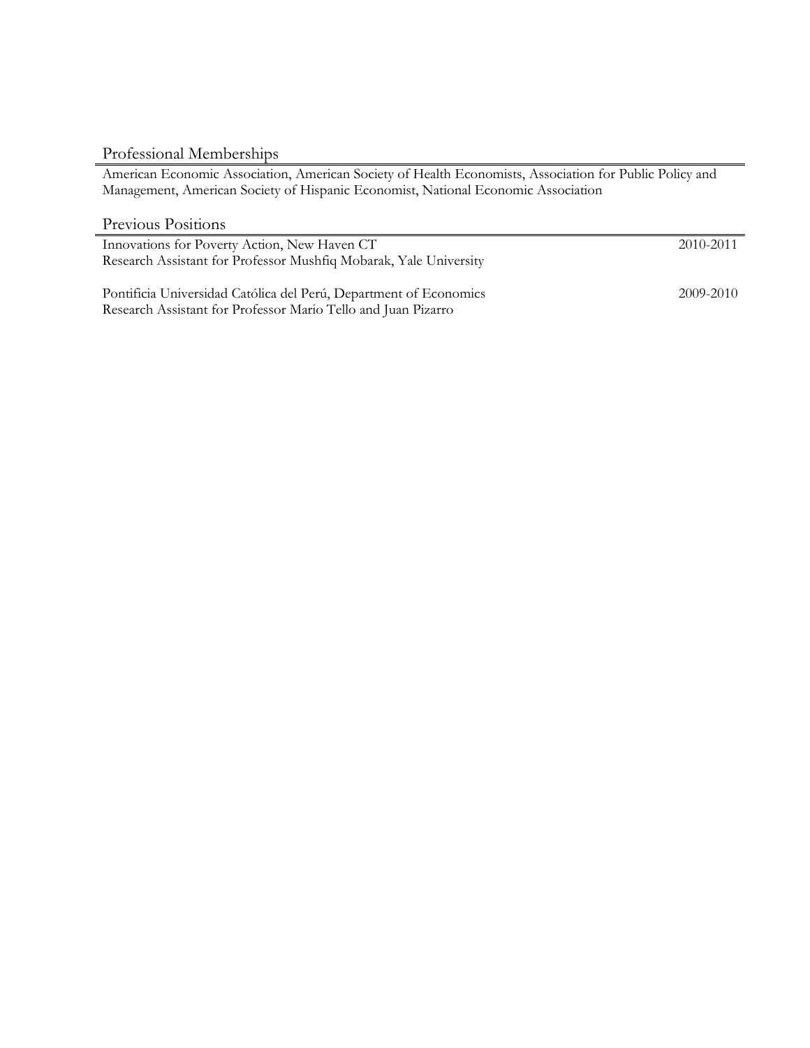## Professional Memberships

American Economic Association, American Society of Health Economists, Association for Public Policy and Management, American Society of Hispanic Economist, National Economic Association

## Previous Positions

Innovations for Poverty Action, New Haven CT — 2010-2011
Research Assistant for Professor Mushfiq Mobarak, Yale University

Pontificia Universidad Católica del Perú, Department of Economics — 2009-2010
Research Assistant for Professor Mario Tello and Juan Pizarro